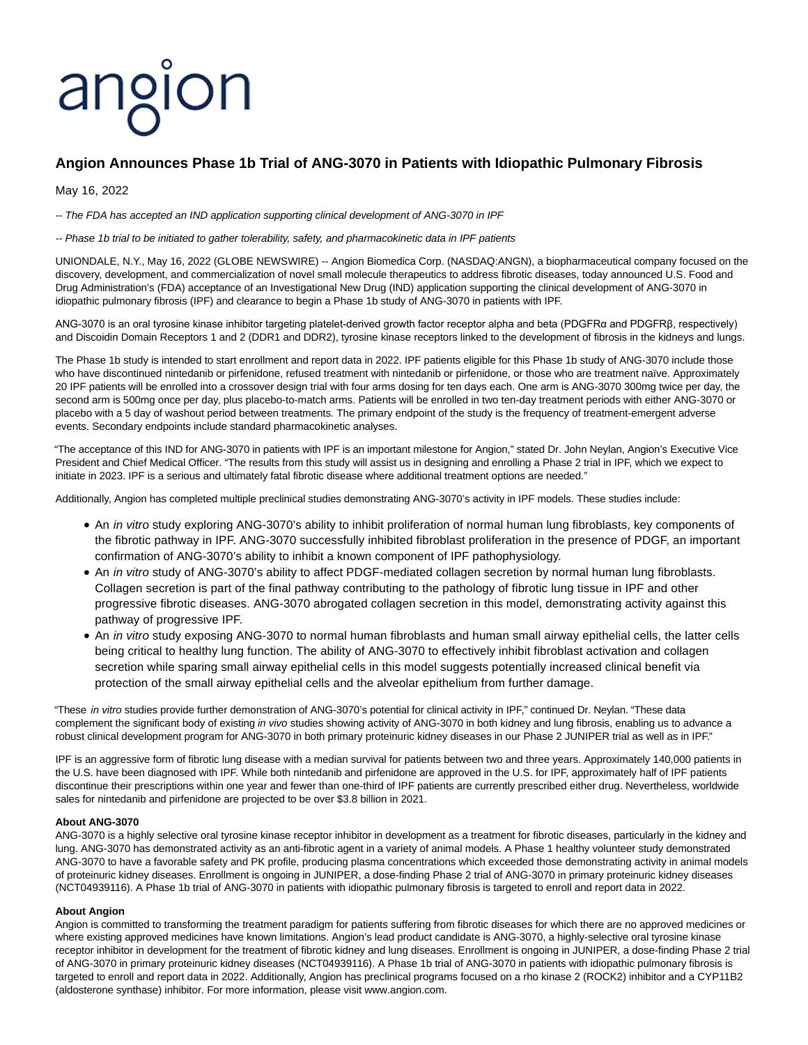angion

# Angion Announces Phase 1b Trial of ANG-3070 in Patients with Idiopathic Pulmonary Fibrosis

May 16, 2022

*-- The FDA has accepted an IND application supporting clinical development of ANG-3070 in IPF*

*-- Phase 1b trial to be initiated to gather tolerability, safety, and pharmacokinetic data in IPF patients*

UNIONDALE, N.Y., May 16, 2022 (GLOBE NEWSWIRE) -- Angion Biomedica Corp. (NASDAQ:ANGN), a biopharmaceutical company focused on the discovery, development, and commercialization of novel small molecule therapeutics to address fibrotic diseases, today announced U.S. Food and Drug Administration's (FDA) acceptance of an Investigational New Drug (IND) application supporting the clinical development of ANG-3070 in idiopathic pulmonary fibrosis (IPF) and clearance to begin a Phase 1b study of ANG-3070 in patients with IPF.

ANG-3070 is an oral tyrosine kinase inhibitor targeting platelet-derived growth factor receptor alpha and beta (PDGFRα and PDGFRβ, respectively) and Discoidin Domain Receptors 1 and 2 (DDR1 and DDR2), tyrosine kinase receptors linked to the development of fibrosis in the kidneys and lungs.

The Phase 1b study is intended to start enrollment and report data in 2022. IPF patients eligible for this Phase 1b study of ANG-3070 include those who have discontinued nintedanib or pirfenidone, refused treatment with nintedanib or pirfenidone, or those who are treatment naïve. Approximately 20 IPF patients will be enrolled into a crossover design trial with four arms dosing for ten days each. One arm is ANG-3070 300mg twice per day, the second arm is 500mg once per day, plus placebo-to-match arms. Patients will be enrolled in two ten-day treatment periods with either ANG-3070 or placebo with a 5 day of washout period between treatments. The primary endpoint of the study is the frequency of treatment-emergent adverse events. Secondary endpoints include standard pharmacokinetic analyses.

"The acceptance of this IND for ANG-3070 in patients with IPF is an important milestone for Angion," stated Dr. John Neylan, Angion's Executive Vice President and Chief Medical Officer. "The results from this study will assist us in designing and enrolling a Phase 2 trial in IPF, which we expect to initiate in 2023. IPF is a serious and ultimately fatal fibrotic disease where additional treatment options are needed."

Additionally, Angion has completed multiple preclinical studies demonstrating ANG-3070's activity in IPF models. These studies include:

- An *in vitro* study exploring ANG-3070's ability to inhibit proliferation of normal human lung fibroblasts, key components of the fibrotic pathway in IPF. ANG-3070 successfully inhibited fibroblast proliferation in the presence of PDGF, an important confirmation of ANG-3070's ability to inhibit a known component of IPF pathophysiology.
- An *in vitro* study of ANG-3070's ability to affect PDGF-mediated collagen secretion by normal human lung fibroblasts. Collagen secretion is part of the final pathway contributing to the pathology of fibrotic lung tissue in IPF and other progressive fibrotic diseases. ANG-3070 abrogated collagen secretion in this model, demonstrating activity against this pathway of progressive IPF.
- An *in vitro* study exposing ANG-3070 to normal human fibroblasts and human small airway epithelial cells, the latter cells being critical to healthy lung function. The ability of ANG-3070 to effectively inhibit fibroblast activation and collagen secretion while sparing small airway epithelial cells in this model suggests potentially increased clinical benefit via protection of the small airway epithelial cells and the alveolar epithelium from further damage.

"These *in vitro* studies provide further demonstration of ANG-3070's potential for clinical activity in IPF," continued Dr. Neylan. "These data complement the significant body of existing *in vivo* studies showing activity of ANG-3070 in both kidney and lung fibrosis, enabling us to advance a robust clinical development program for ANG-3070 in both primary proteinuric kidney diseases in our Phase 2 JUNIPER trial as well as in IPF."

IPF is an aggressive form of fibrotic lung disease with a median survival for patients between two and three years. Approximately 140,000 patients in the U.S. have been diagnosed with IPF. While both nintedanib and pirfenidone are approved in the U.S. for IPF, approximately half of IPF patients discontinue their prescriptions within one year and fewer than one-third of IPF patients are currently prescribed either drug. Nevertheless, worldwide sales for nintedanib and pirfenidone are projected to be over $3.8 billion in 2021.

**About ANG-3070**
ANG-3070 is a highly selective oral tyrosine kinase receptor inhibitor in development as a treatment for fibrotic diseases, particularly in the kidney and lung. ANG-3070 has demonstrated activity as an anti-fibrotic agent in a variety of animal models. A Phase 1 healthy volunteer study demonstrated ANG-3070 to have a favorable safety and PK profile, producing plasma concentrations which exceeded those demonstrating activity in animal models of proteinuric kidney diseases. Enrollment is ongoing in JUNIPER, a dose-finding Phase 2 trial of ANG-3070 in primary proteinuric kidney diseases (NCT04939116). A Phase 1b trial of ANG-3070 in patients with idiopathic pulmonary fibrosis is targeted to enroll and report data in 2022.

**About Angion**
Angion is committed to transforming the treatment paradigm for patients suffering from fibrotic diseases for which there are no approved medicines or where existing approved medicines have known limitations. Angion's lead product candidate is ANG-3070, a highly-selective oral tyrosine kinase receptor inhibitor in development for the treatment of fibrotic kidney and lung diseases. Enrollment is ongoing in JUNIPER, a dose-finding Phase 2 trial of ANG-3070 in primary proteinuric kidney diseases (NCT04939116). A Phase 1b trial of ANG-3070 in patients with idiopathic pulmonary fibrosis is targeted to enroll and report data in 2022. Additionally, Angion has preclinical programs focused on a rho kinase 2 (ROCK2) inhibitor and a CYP11B2 (aldosterone synthase) inhibitor. For more information, please visit www.angion.com.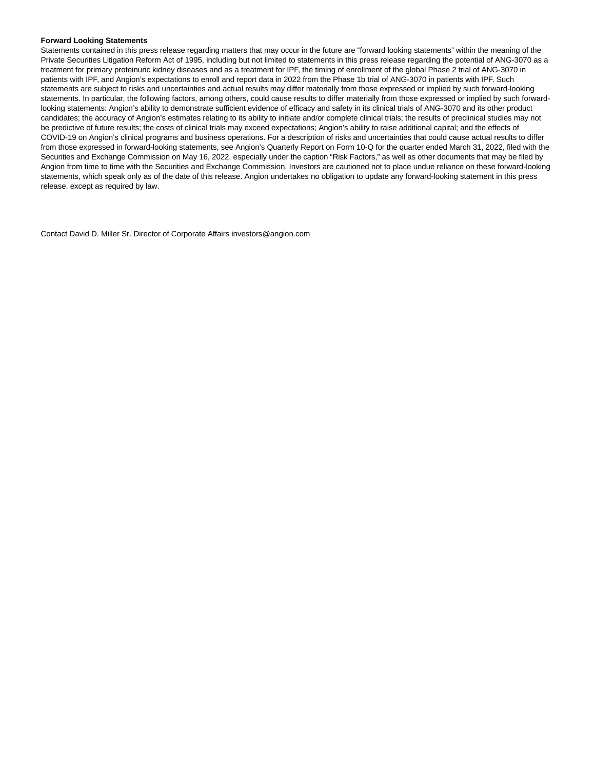**Forward Looking Statements**

Statements contained in this press release regarding matters that may occur in the future are "forward looking statements" within the meaning of the Private Securities Litigation Reform Act of 1995, including but not limited to statements in this press release regarding the potential of ANG-3070 as a treatment for primary proteinuric kidney diseases and as a treatment for IPF, the timing of enrollment of the global Phase 2 trial of ANG-3070 in patients with IPF, and Angion's expectations to enroll and report data in 2022 from the Phase 1b trial of ANG-3070 in patients with IPF. Such statements are subject to risks and uncertainties and actual results may differ materially from those expressed or implied by such forward-looking statements. In particular, the following factors, among others, could cause results to differ materially from those expressed or implied by such forward-looking statements: Angion's ability to demonstrate sufficient evidence of efficacy and safety in its clinical trials of ANG-3070 and its other product candidates; the accuracy of Angion's estimates relating to its ability to initiate and/or complete clinical trials; the results of preclinical studies may not be predictive of future results; the costs of clinical trials may exceed expectations; Angion's ability to raise additional capital; and the effects of COVID-19 on Angion's clinical programs and business operations. For a description of risks and uncertainties that could cause actual results to differ from those expressed in forward-looking statements, see Angion's Quarterly Report on Form 10-Q for the quarter ended March 31, 2022, filed with the Securities and Exchange Commission on May 16, 2022, especially under the caption "Risk Factors," as well as other documents that may be filed by Angion from time to time with the Securities and Exchange Commission. Investors are cautioned not to place undue reliance on these forward-looking statements, which speak only as of the date of this release. Angion undertakes no obligation to update any forward-looking statement in this press release, except as required by law.

Contact David D. Miller Sr. Director of Corporate Affairs investors@angion.com